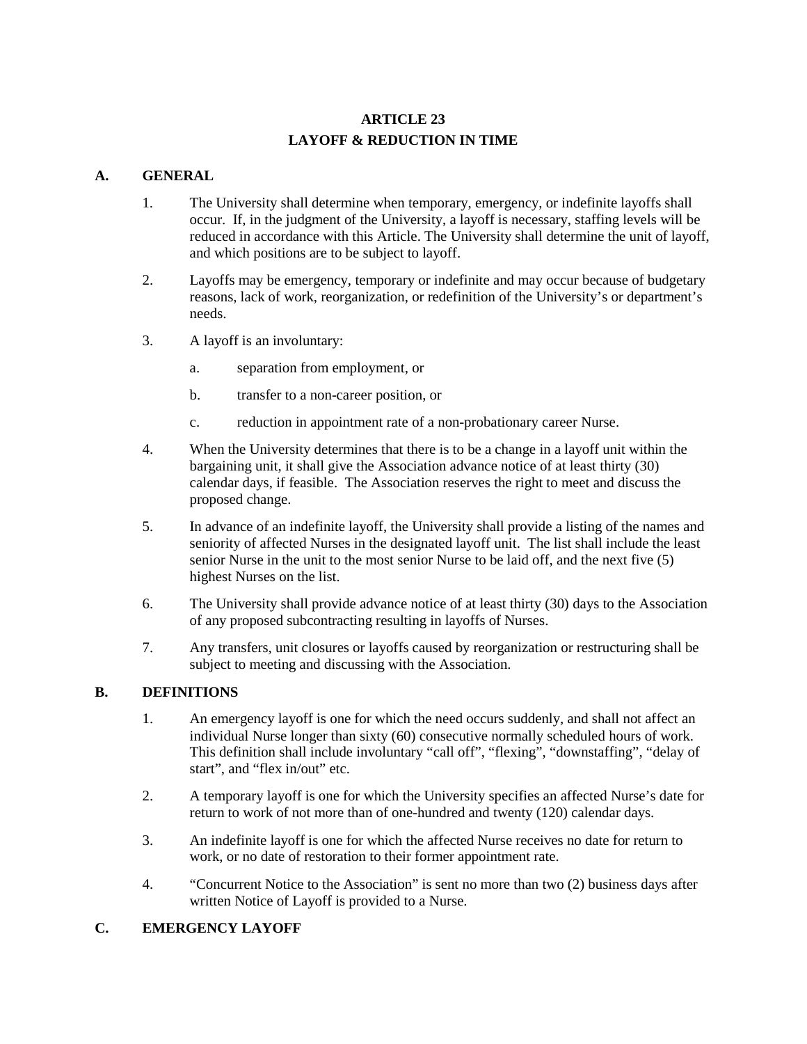# ARTICLE 23
# LAYOFF & REDUCTION IN TIME

## A. GENERAL

1. The University shall determine when temporary, emergency, or indefinite layoffs shall occur. If, in the judgment of the University, a layoff is necessary, staffing levels will be reduced in accordance with this Article. The University shall determine the unit of layoff, and which positions are to be subject to layoff.

2. Layoffs may be emergency, temporary or indefinite and may occur because of budgetary reasons, lack of work, reorganization, or redefinition of the University's or department's needs.

3. A layoff is an involuntary:

   a. separation from employment, or

   b. transfer to a non-career position, or

   c. reduction in appointment rate of a non-probationary career Nurse.

4. When the University determines that there is to be a change in a layoff unit within the bargaining unit, it shall give the Association advance notice of at least thirty (30) calendar days, if feasible. The Association reserves the right to meet and discuss the proposed change.

5. In advance of an indefinite layoff, the University shall provide a listing of the names and seniority of affected Nurses in the designated layoff unit. The list shall include the least senior Nurse in the unit to the most senior Nurse to be laid off, and the next five (5) highest Nurses on the list.

6. The University shall provide advance notice of at least thirty (30) days to the Association of any proposed subcontracting resulting in layoffs of Nurses.

7. Any transfers, unit closures or layoffs caused by reorganization or restructuring shall be subject to meeting and discussing with the Association.

## B. DEFINITIONS

1. An emergency layoff is one for which the need occurs suddenly, and shall not affect an individual Nurse longer than sixty (60) consecutive normally scheduled hours of work. This definition shall include involuntary "call off", "flexing", "downstaffing", "delay of start", and "flex in/out" etc.

2. A temporary layoff is one for which the University specifies an affected Nurse's date for return to work of not more than of one-hundred and twenty (120) calendar days.

3. An indefinite layoff is one for which the affected Nurse receives no date for return to work, or no date of restoration to their former appointment rate.

4. "Concurrent Notice to the Association" is sent no more than two (2) business days after written Notice of Layoff is provided to a Nurse.

## C. EMERGENCY LAYOFF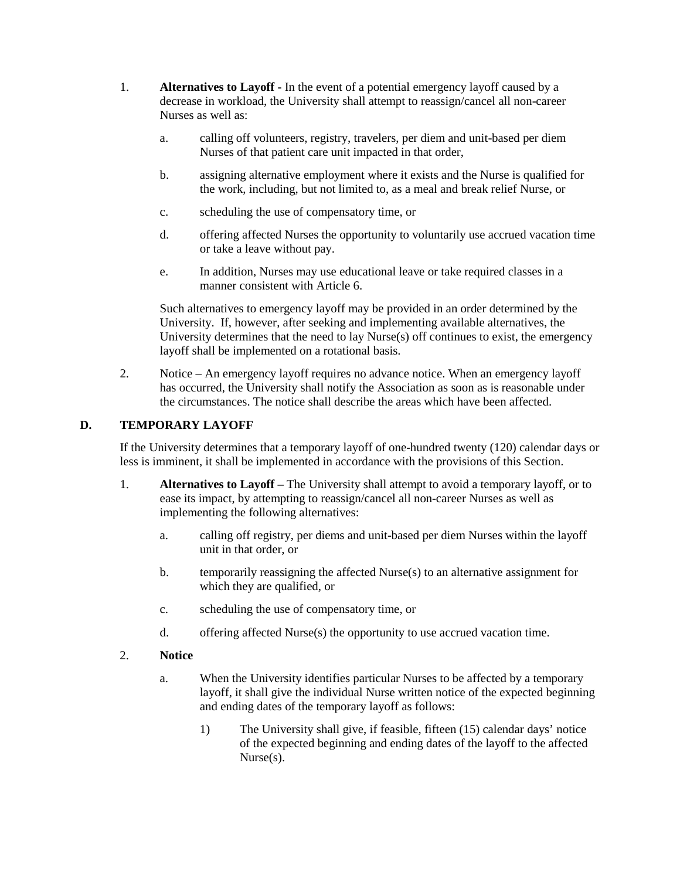1. **Alternatives to Layoff -** In the event of a potential emergency layoff caused by a decrease in workload, the University shall attempt to reassign/cancel all non-career Nurses as well as:

    a. calling off volunteers, registry, travelers, per diem and unit-based per diem Nurses of that patient care unit impacted in that order,

    b. assigning alternative employment where it exists and the Nurse is qualified for the work, including, but not limited to, as a meal and break relief Nurse, or

    c. scheduling the use of compensatory time, or

    d. offering affected Nurses the opportunity to voluntarily use accrued vacation time or take a leave without pay.

    e. In addition, Nurses may use educational leave or take required classes in a manner consistent with Article 6.

    Such alternatives to emergency layoff may be provided in an order determined by the University. If, however, after seeking and implementing available alternatives, the University determines that the need to lay Nurse(s) off continues to exist, the emergency layoff shall be implemented on a rotational basis.

2. Notice – An emergency layoff requires no advance notice. When an emergency layoff has occurred, the University shall notify the Association as soon as is reasonable under the circumstances. The notice shall describe the areas which have been affected.

## D. TEMPORARY LAYOFF

If the University determines that a temporary layoff of one-hundred twenty (120) calendar days or less is imminent, it shall be implemented in accordance with the provisions of this Section.

1. **Alternatives to Layoff** – The University shall attempt to avoid a temporary layoff, or to ease its impact, by attempting to reassign/cancel all non-career Nurses as well as implementing the following alternatives:

    a. calling off registry, per diems and unit-based per diem Nurses within the layoff unit in that order, or

    b. temporarily reassigning the affected Nurse(s) to an alternative assignment for which they are qualified, or

    c. scheduling the use of compensatory time, or

    d. offering affected Nurse(s) the opportunity to use accrued vacation time.

2. **Notice**

    a. When the University identifies particular Nurses to be affected by a temporary layoff, it shall give the individual Nurse written notice of the expected beginning and ending dates of the temporary layoff as follows:

        1) The University shall give, if feasible, fifteen (15) calendar days' notice of the expected beginning and ending dates of the layoff to the affected Nurse(s).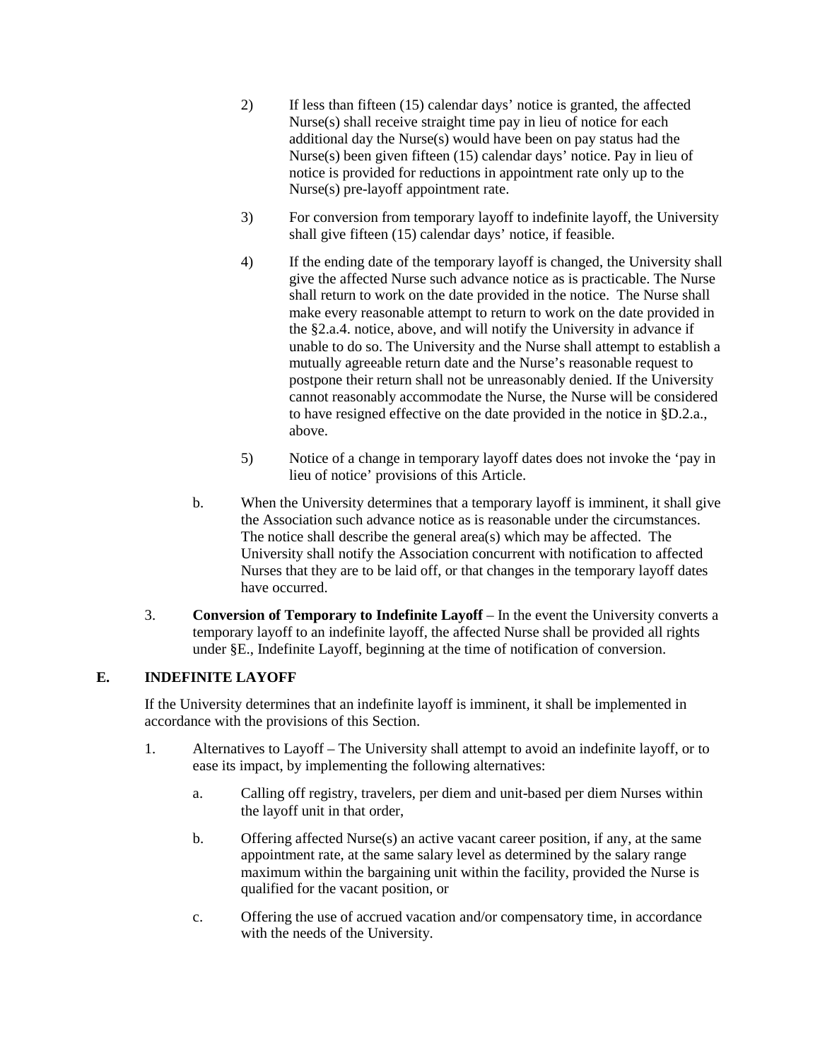2) If less than fifteen (15) calendar days' notice is granted, the affected Nurse(s) shall receive straight time pay in lieu of notice for each additional day the Nurse(s) would have been on pay status had the Nurse(s) been given fifteen (15) calendar days' notice. Pay in lieu of notice is provided for reductions in appointment rate only up to the Nurse(s) pre-layoff appointment rate.

3) For conversion from temporary layoff to indefinite layoff, the University shall give fifteen (15) calendar days' notice, if feasible.

4) If the ending date of the temporary layoff is changed, the University shall give the affected Nurse such advance notice as is practicable. The Nurse shall return to work on the date provided in the notice. The Nurse shall make every reasonable attempt to return to work on the date provided in the §2.a.4. notice, above, and will notify the University in advance if unable to do so. The University and the Nurse shall attempt to establish a mutually agreeable return date and the Nurse's reasonable request to postpone their return shall not be unreasonably denied. If the University cannot reasonably accommodate the Nurse, the Nurse will be considered to have resigned effective on the date provided in the notice in §D.2.a., above.

5) Notice of a change in temporary layoff dates does not invoke the 'pay in lieu of notice' provisions of this Article.

b. When the University determines that a temporary layoff is imminent, it shall give the Association such advance notice as is reasonable under the circumstances. The notice shall describe the general area(s) which may be affected. The University shall notify the Association concurrent with notification to affected Nurses that they are to be laid off, or that changes in the temporary layoff dates have occurred.

3. **Conversion of Temporary to Indefinite Layoff** – In the event the University converts a temporary layoff to an indefinite layoff, the affected Nurse shall be provided all rights under §E., Indefinite Layoff, beginning at the time of notification of conversion.

## E. INDEFINITE LAYOFF

If the University determines that an indefinite layoff is imminent, it shall be implemented in accordance with the provisions of this Section.

1. Alternatives to Layoff – The University shall attempt to avoid an indefinite layoff, or to ease its impact, by implementing the following alternatives:

   a. Calling off registry, travelers, per diem and unit-based per diem Nurses within the layoff unit in that order,

   b. Offering affected Nurse(s) an active vacant career position, if any, at the same appointment rate, at the same salary level as determined by the salary range maximum within the bargaining unit within the facility, provided the Nurse is qualified for the vacant position, or

   c. Offering the use of accrued vacation and/or compensatory time, in accordance with the needs of the University.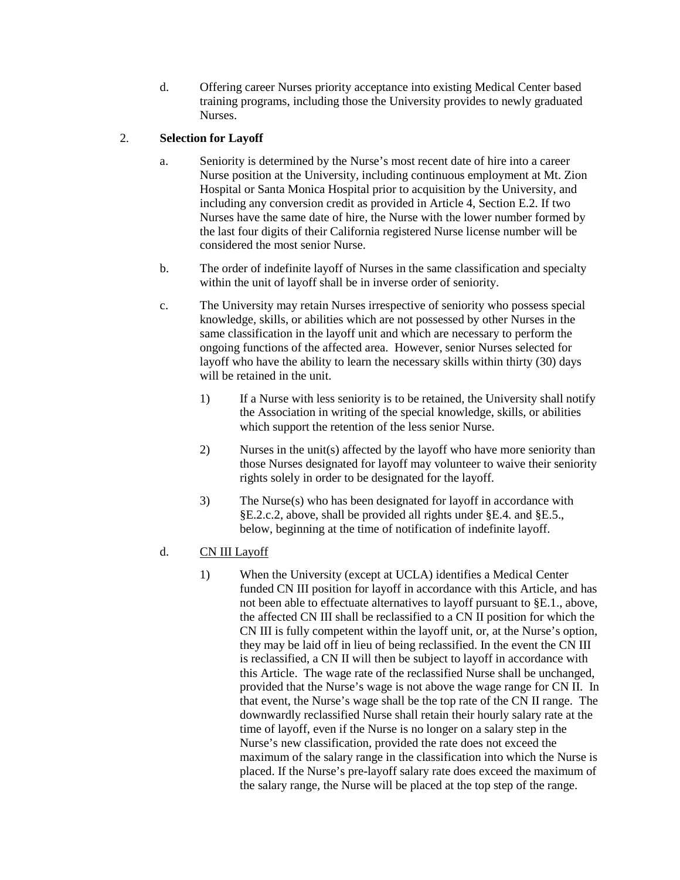d. Offering career Nurses priority acceptance into existing Medical Center based training programs, including those the University provides to newly graduated Nurses.

2. **Selection for Layoff**

   a. Seniority is determined by the Nurse's most recent date of hire into a career Nurse position at the University, including continuous employment at Mt. Zion Hospital or Santa Monica Hospital prior to acquisition by the University, and including any conversion credit as provided in Article 4, Section E.2. If two Nurses have the same date of hire, the Nurse with the lower number formed by the last four digits of their California registered Nurse license number will be considered the most senior Nurse.

   b. The order of indefinite layoff of Nurses in the same classification and specialty within the unit of layoff shall be in inverse order of seniority.

   c. The University may retain Nurses irrespective of seniority who possess special knowledge, skills, or abilities which are not possessed by other Nurses in the same classification in the layoff unit and which are necessary to perform the ongoing functions of the affected area. However, senior Nurses selected for layoff who have the ability to learn the necessary skills within thirty (30) days will be retained in the unit.

      1) If a Nurse with less seniority is to be retained, the University shall notify the Association in writing of the special knowledge, skills, or abilities which support the retention of the less senior Nurse.

      2) Nurses in the unit(s) affected by the layoff who have more seniority than those Nurses designated for layoff may volunteer to waive their seniority rights solely in order to be designated for the layoff.

      3) The Nurse(s) who has been designated for layoff in accordance with §E.2.c.2, above, shall be provided all rights under §E.4. and §E.5., below, beginning at the time of notification of indefinite layoff.

   d. <u>CN III Layoff</u>

      1) When the University (except at UCLA) identifies a Medical Center funded CN III position for layoff in accordance with this Article, and has not been able to effectuate alternatives to layoff pursuant to §E.1., above, the affected CN III shall be reclassified to a CN II position for which the CN III is fully competent within the layoff unit, or, at the Nurse's option, they may be laid off in lieu of being reclassified. In the event the CN III is reclassified, a CN II will then be subject to layoff in accordance with this Article. The wage rate of the reclassified Nurse shall be unchanged, provided that the Nurse's wage is not above the wage range for CN II. In that event, the Nurse's wage shall be the top rate of the CN II range. The downwardly reclassified Nurse shall retain their hourly salary rate at the time of layoff, even if the Nurse is no longer on a salary step in the Nurse's new classification, provided the rate does not exceed the maximum of the salary range in the classification into which the Nurse is placed. If the Nurse's pre-layoff salary rate does exceed the maximum of the salary range, the Nurse will be placed at the top step of the range.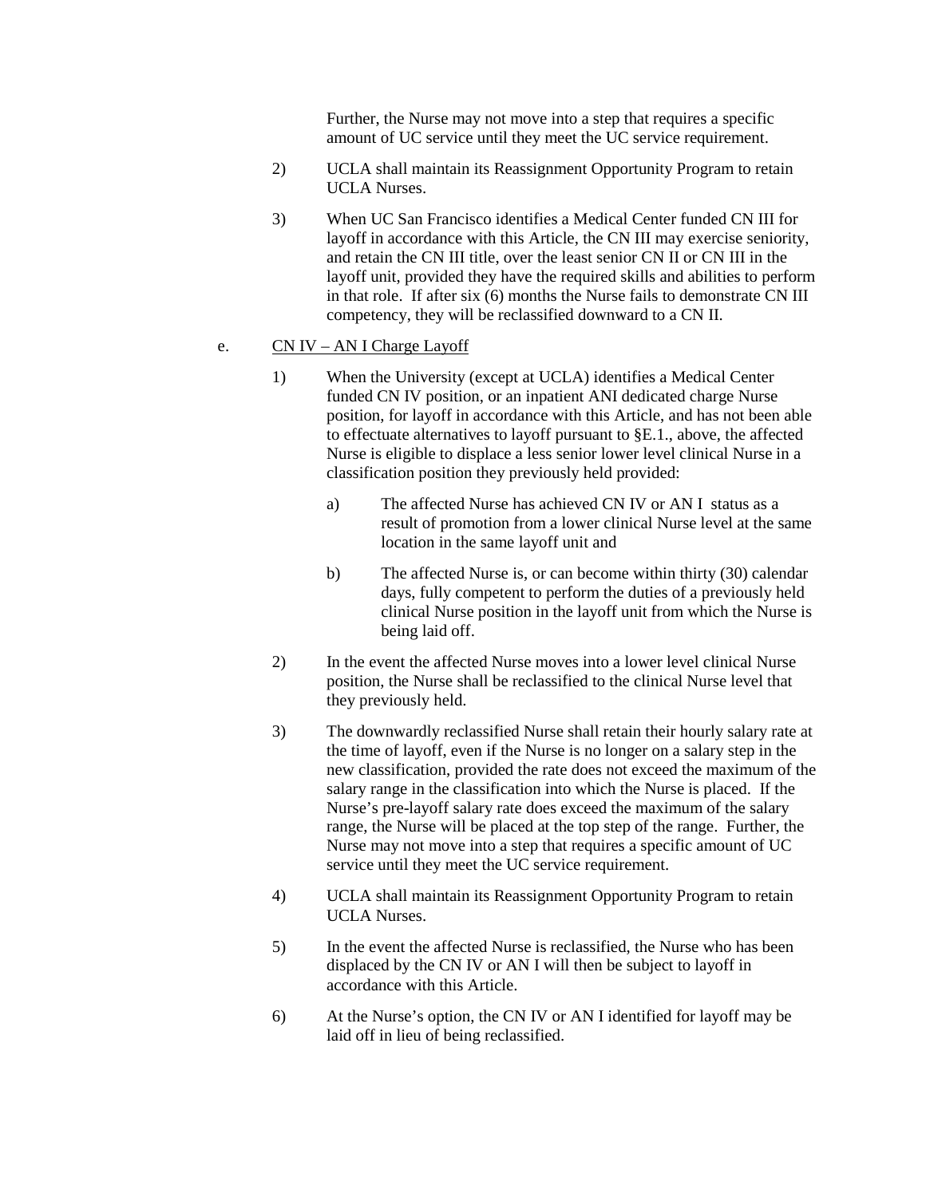Further, the Nurse may not move into a step that requires a specific amount of UC service until they meet the UC service requirement.

2) UCLA shall maintain its Reassignment Opportunity Program to retain UCLA Nurses.

3) When UC San Francisco identifies a Medical Center funded CN III for layoff in accordance with this Article, the CN III may exercise seniority, and retain the CN III title, over the least senior CN II or CN III in the layoff unit, provided they have the required skills and abilities to perform in that role. If after six (6) months the Nurse fails to demonstrate CN III competency, they will be reclassified downward to a CN II.

e. <u>CN IV – AN I Charge Layoff</u>

1) When the University (except at UCLA) identifies a Medical Center funded CN IV position, or an inpatient ANI dedicated charge Nurse position, for layoff in accordance with this Article, and has not been able to effectuate alternatives to layoff pursuant to §E.1., above, the affected Nurse is eligible to displace a less senior lower level clinical Nurse in a classification position they previously held provided:

   a) The affected Nurse has achieved CN IV or AN I status as a result of promotion from a lower clinical Nurse level at the same location in the same layoff unit and

   b) The affected Nurse is, or can become within thirty (30) calendar days, fully competent to perform the duties of a previously held clinical Nurse position in the layoff unit from which the Nurse is being laid off.

2) In the event the affected Nurse moves into a lower level clinical Nurse position, the Nurse shall be reclassified to the clinical Nurse level that they previously held.

3) The downwardly reclassified Nurse shall retain their hourly salary rate at the time of layoff, even if the Nurse is no longer on a salary step in the new classification, provided the rate does not exceed the maximum of the salary range in the classification into which the Nurse is placed. If the Nurse's pre-layoff salary rate does exceed the maximum of the salary range, the Nurse will be placed at the top step of the range. Further, the Nurse may not move into a step that requires a specific amount of UC service until they meet the UC service requirement.

4) UCLA shall maintain its Reassignment Opportunity Program to retain UCLA Nurses.

5) In the event the affected Nurse is reclassified, the Nurse who has been displaced by the CN IV or AN I will then be subject to layoff in accordance with this Article.

6) At the Nurse's option, the CN IV or AN I identified for layoff may be laid off in lieu of being reclassified.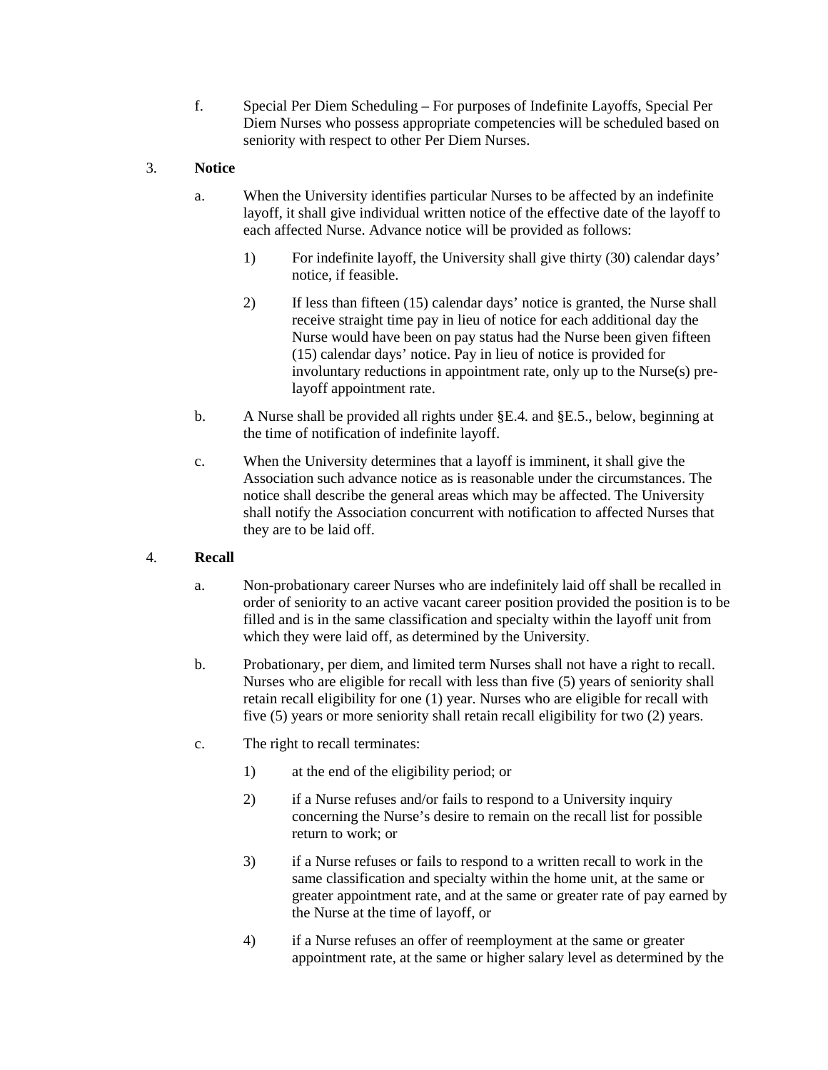f. Special Per Diem Scheduling – For purposes of Indefinite Layoffs, Special Per Diem Nurses who possess appropriate competencies will be scheduled based on seniority with respect to other Per Diem Nurses.

3. **Notice**

a. When the University identifies particular Nurses to be affected by an indefinite layoff, it shall give individual written notice of the effective date of the layoff to each affected Nurse. Advance notice will be provided as follows:

1) For indefinite layoff, the University shall give thirty (30) calendar days' notice, if feasible.

2) If less than fifteen (15) calendar days' notice is granted, the Nurse shall receive straight time pay in lieu of notice for each additional day the Nurse would have been on pay status had the Nurse been given fifteen (15) calendar days' notice. Pay in lieu of notice is provided for involuntary reductions in appointment rate, only up to the Nurse(s) pre-layoff appointment rate.

b. A Nurse shall be provided all rights under §E.4. and §E.5., below, beginning at the time of notification of indefinite layoff.

c. When the University determines that a layoff is imminent, it shall give the Association such advance notice as is reasonable under the circumstances. The notice shall describe the general areas which may be affected. The University shall notify the Association concurrent with notification to affected Nurses that they are to be laid off.

4. **Recall**

a. Non-probationary career Nurses who are indefinitely laid off shall be recalled in order of seniority to an active vacant career position provided the position is to be filled and is in the same classification and specialty within the layoff unit from which they were laid off, as determined by the University.

b. Probationary, per diem, and limited term Nurses shall not have a right to recall. Nurses who are eligible for recall with less than five (5) years of seniority shall retain recall eligibility for one (1) year. Nurses who are eligible for recall with five (5) years or more seniority shall retain recall eligibility for two (2) years.

c. The right to recall terminates:

1) at the end of the eligibility period; or

2) if a Nurse refuses and/or fails to respond to a University inquiry concerning the Nurse's desire to remain on the recall list for possible return to work; or

3) if a Nurse refuses or fails to respond to a written recall to work in the same classification and specialty within the home unit, at the same or greater appointment rate, and at the same or greater rate of pay earned by the Nurse at the time of layoff, or

4) if a Nurse refuses an offer of reemployment at the same or greater appointment rate, at the same or higher salary level as determined by the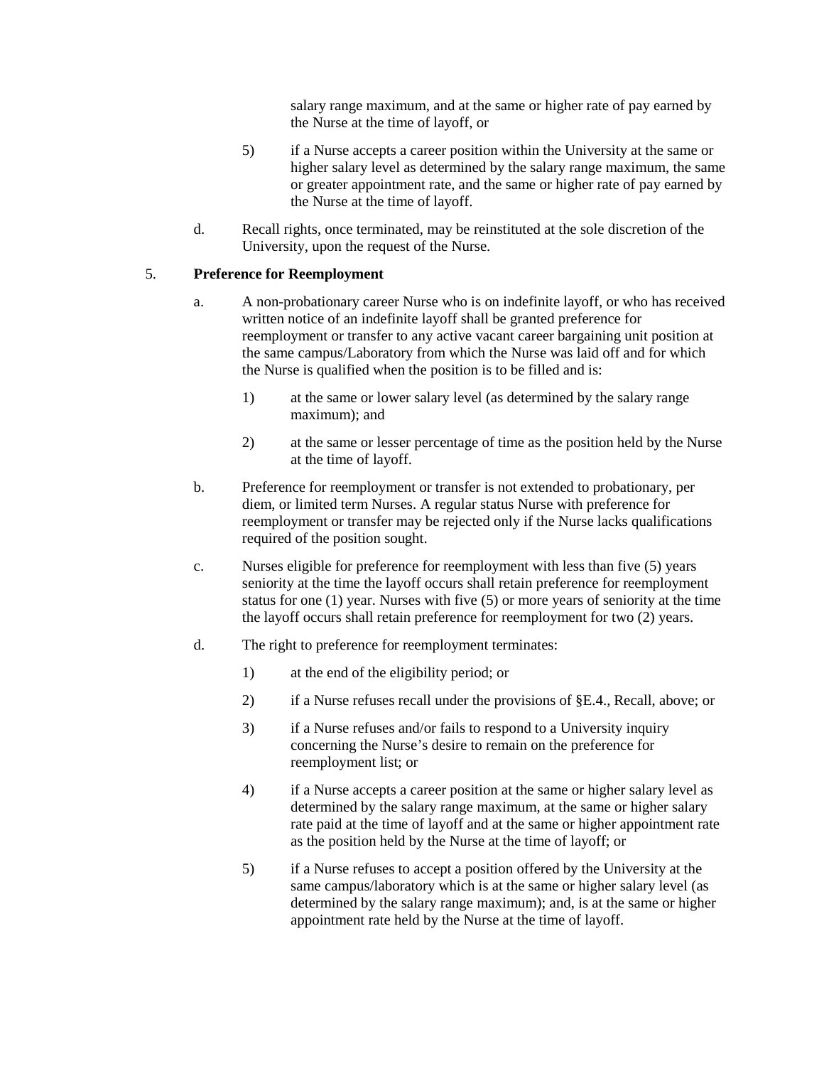salary range maximum, and at the same or higher rate of pay earned by the Nurse at the time of layoff, or

5) if a Nurse accepts a career position within the University at the same or higher salary level as determined by the salary range maximum, the same or greater appointment rate, and the same or higher rate of pay earned by the Nurse at the time of layoff.

d. Recall rights, once terminated, may be reinstituted at the sole discretion of the University, upon the request of the Nurse.

5. **Preference for Reemployment**

a. A non-probationary career Nurse who is on indefinite layoff, or who has received written notice of an indefinite layoff shall be granted preference for reemployment or transfer to any active vacant career bargaining unit position at the same campus/Laboratory from which the Nurse was laid off and for which the Nurse is qualified when the position is to be filled and is:

1) at the same or lower salary level (as determined by the salary range maximum); and

2) at the same or lesser percentage of time as the position held by the Nurse at the time of layoff.

b. Preference for reemployment or transfer is not extended to probationary, per diem, or limited term Nurses. A regular status Nurse with preference for reemployment or transfer may be rejected only if the Nurse lacks qualifications required of the position sought.

c. Nurses eligible for preference for reemployment with less than five (5) years seniority at the time the layoff occurs shall retain preference for reemployment status for one (1) year. Nurses with five (5) or more years of seniority at the time the layoff occurs shall retain preference for reemployment for two (2) years.

d. The right to preference for reemployment terminates:

1) at the end of the eligibility period; or

2) if a Nurse refuses recall under the provisions of §E.4., Recall, above; or

3) if a Nurse refuses and/or fails to respond to a University inquiry concerning the Nurse's desire to remain on the preference for reemployment list; or

4) if a Nurse accepts a career position at the same or higher salary level as determined by the salary range maximum, at the same or higher salary rate paid at the time of layoff and at the same or higher appointment rate as the position held by the Nurse at the time of layoff; or

5) if a Nurse refuses to accept a position offered by the University at the same campus/laboratory which is at the same or higher salary level (as determined by the salary range maximum); and, is at the same or higher appointment rate held by the Nurse at the time of layoff.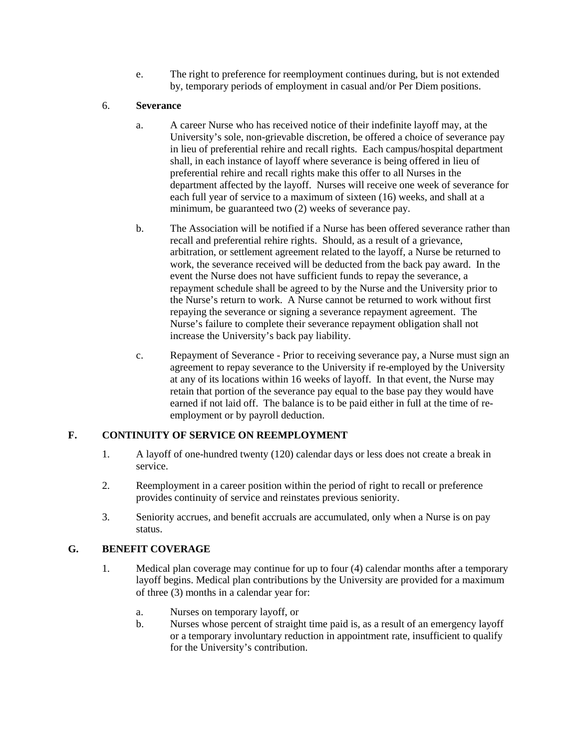e. The right to preference for reemployment continues during, but is not extended by, temporary periods of employment in casual and/or Per Diem positions.

6. **Severance**

a. A career Nurse who has received notice of their indefinite layoff may, at the University's sole, non-grievable discretion, be offered a choice of severance pay in lieu of preferential rehire and recall rights. Each campus/hospital department shall, in each instance of layoff where severance is being offered in lieu of preferential rehire and recall rights make this offer to all Nurses in the department affected by the layoff. Nurses will receive one week of severance for each full year of service to a maximum of sixteen (16) weeks, and shall at a minimum, be guaranteed two (2) weeks of severance pay.

b. The Association will be notified if a Nurse has been offered severance rather than recall and preferential rehire rights. Should, as a result of a grievance, arbitration, or settlement agreement related to the layoff, a Nurse be returned to work, the severance received will be deducted from the back pay award. In the event the Nurse does not have sufficient funds to repay the severance, a repayment schedule shall be agreed to by the Nurse and the University prior to the Nurse's return to work. A Nurse cannot be returned to work without first repaying the severance or signing a severance repayment agreement. The Nurse's failure to complete their severance repayment obligation shall not increase the University's back pay liability.

c. Repayment of Severance - Prior to receiving severance pay, a Nurse must sign an agreement to repay severance to the University if re-employed by the University at any of its locations within 16 weeks of layoff. In that event, the Nurse may retain that portion of the severance pay equal to the base pay they would have earned if not laid off. The balance is to be paid either in full at the time of re-employment or by payroll deduction.

## F. CONTINUITY OF SERVICE ON REEMPLOYMENT

1. A layoff of one-hundred twenty (120) calendar days or less does not create a break in service.

2. Reemployment in a career position within the period of right to recall or preference provides continuity of service and reinstates previous seniority.

3. Seniority accrues, and benefit accruals are accumulated, only when a Nurse is on pay status.

## G. BENEFIT COVERAGE

1. Medical plan coverage may continue for up to four (4) calendar months after a temporary layoff begins. Medical plan contributions by the University are provided for a maximum of three (3) months in a calendar year for:

   a. Nurses on temporary layoff, or
   
   b. Nurses whose percent of straight time paid is, as a result of an emergency layoff or a temporary involuntary reduction in appointment rate, insufficient to qualify for the University's contribution.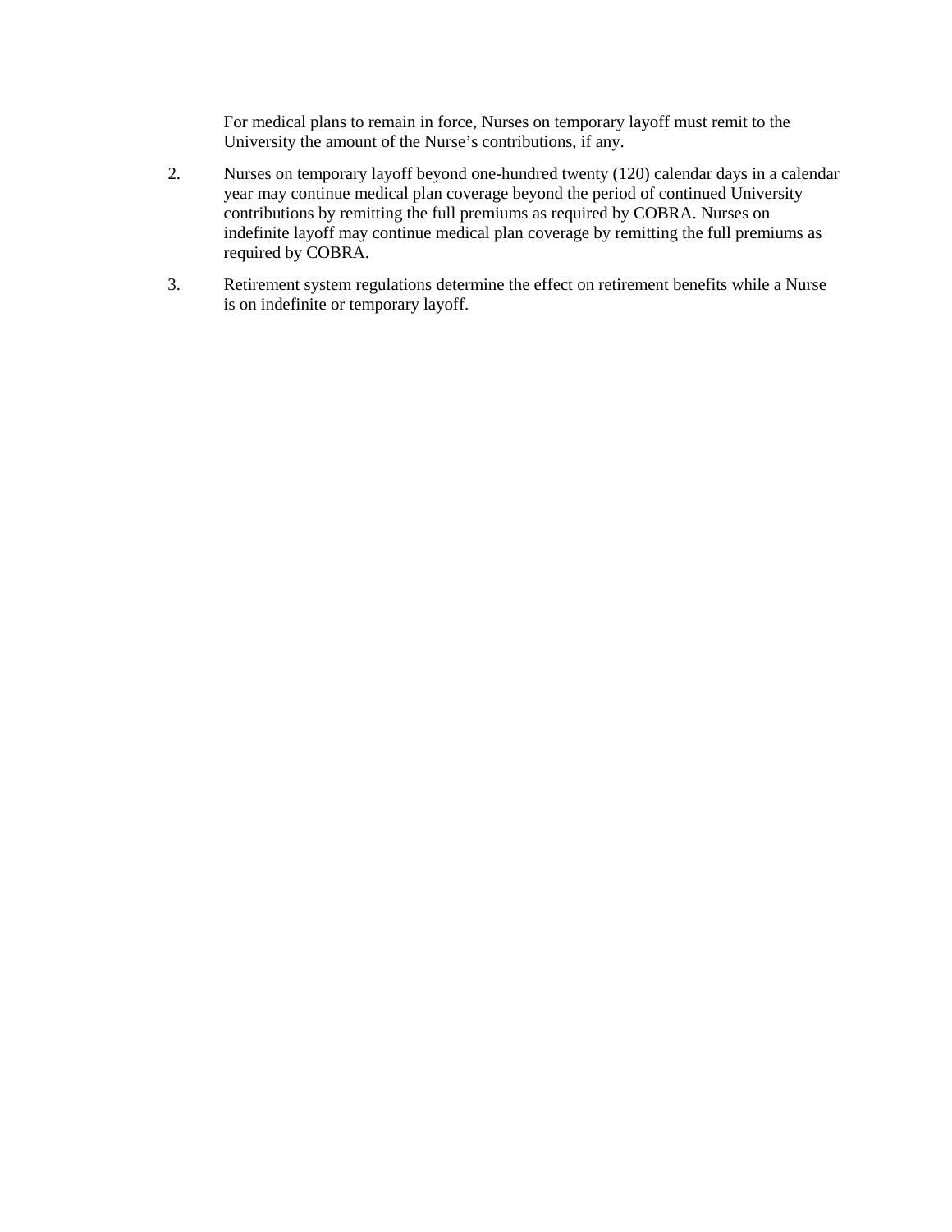For medical plans to remain in force, Nurses on temporary layoff must remit to the University the amount of the Nurse's contributions, if any.

2. Nurses on temporary layoff beyond one-hundred twenty (120) calendar days in a calendar year may continue medical plan coverage beyond the period of continued University contributions by remitting the full premiums as required by COBRA. Nurses on indefinite layoff may continue medical plan coverage by remitting the full premiums as required by COBRA.

3. Retirement system regulations determine the effect on retirement benefits while a Nurse is on indefinite or temporary layoff.